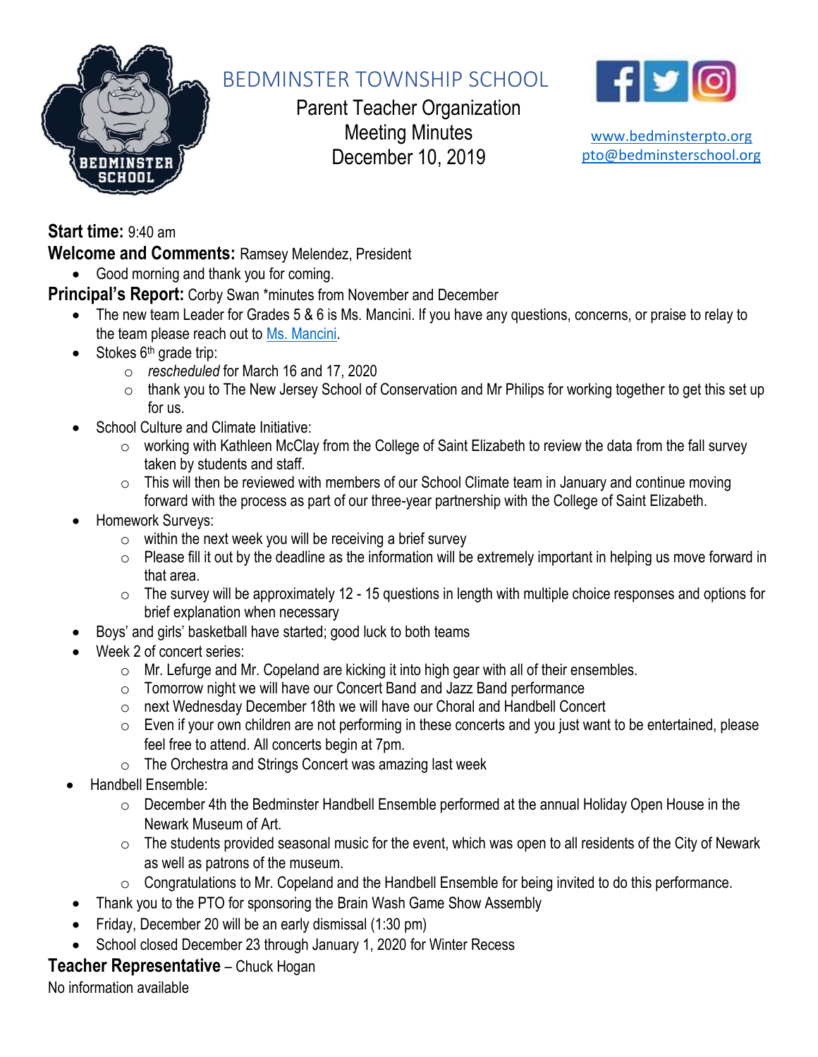# BEDMINSTER TOWNSHIP SCHOOL

Parent Teacher Organization
Meeting Minutes
December 10, 2019

www.bedminsterpto.org
pto@bedminsterschool.org

**Start time:** 9:40 am

**Welcome and Comments:** Ramsey Melendez, President

- Good morning and thank you for coming.

**Principal's Report:** Corby Swan *minutes from November and December

- The new team Leader for Grades 5 & 6 is Ms. Mancini. If you have any questions, concerns, or praise to relay to the team please reach out to Ms. Mancini.
- Stokes 6th grade trip:
  - *rescheduled* for March 16 and 17, 2020
  - thank you to The New Jersey School of Conservation and Mr Philips for working together to get this set up for us.
- School Culture and Climate Initiative:
  - working with Kathleen McClay from the College of Saint Elizabeth to review the data from the fall survey taken by students and staff.
  - This will then be reviewed with members of our School Climate team in January and continue moving forward with the process as part of our three-year partnership with the College of Saint Elizabeth.
- Homework Surveys:
  - within the next week you will be receiving a brief survey
  - Please fill it out by the deadline as the information will be extremely important in helping us move forward in that area.
  - The survey will be approximately 12 - 15 questions in length with multiple choice responses and options for brief explanation when necessary
- Boys' and girls' basketball have started; good luck to both teams
- Week 2 of concert series:
  - Mr. Lefurge and Mr. Copeland are kicking it into high gear with all of their ensembles.
  - Tomorrow night we will have our Concert Band and Jazz Band performance
  - next Wednesday December 18th we will have our Choral and Handbell Concert
  - Even if your own children are not performing in these concerts and you just want to be entertained, please feel free to attend. All concerts begin at 7pm.
  - The Orchestra and Strings Concert was amazing last week
- Handbell Ensemble:
  - December 4th the Bedminster Handbell Ensemble performed at the annual Holiday Open House in the Newark Museum of Art.
  - The students provided seasonal music for the event, which was open to all residents of the City of Newark as well as patrons of the museum.
  - Congratulations to Mr. Copeland and the Handbell Ensemble for being invited to do this performance.
- Thank you to the PTO for sponsoring the Brain Wash Game Show Assembly
- Friday, December 20 will be an early dismissal (1:30 pm)
- School closed December 23 through January 1, 2020 for Winter Recess

**Teacher Representative** – Chuck Hogan

No information available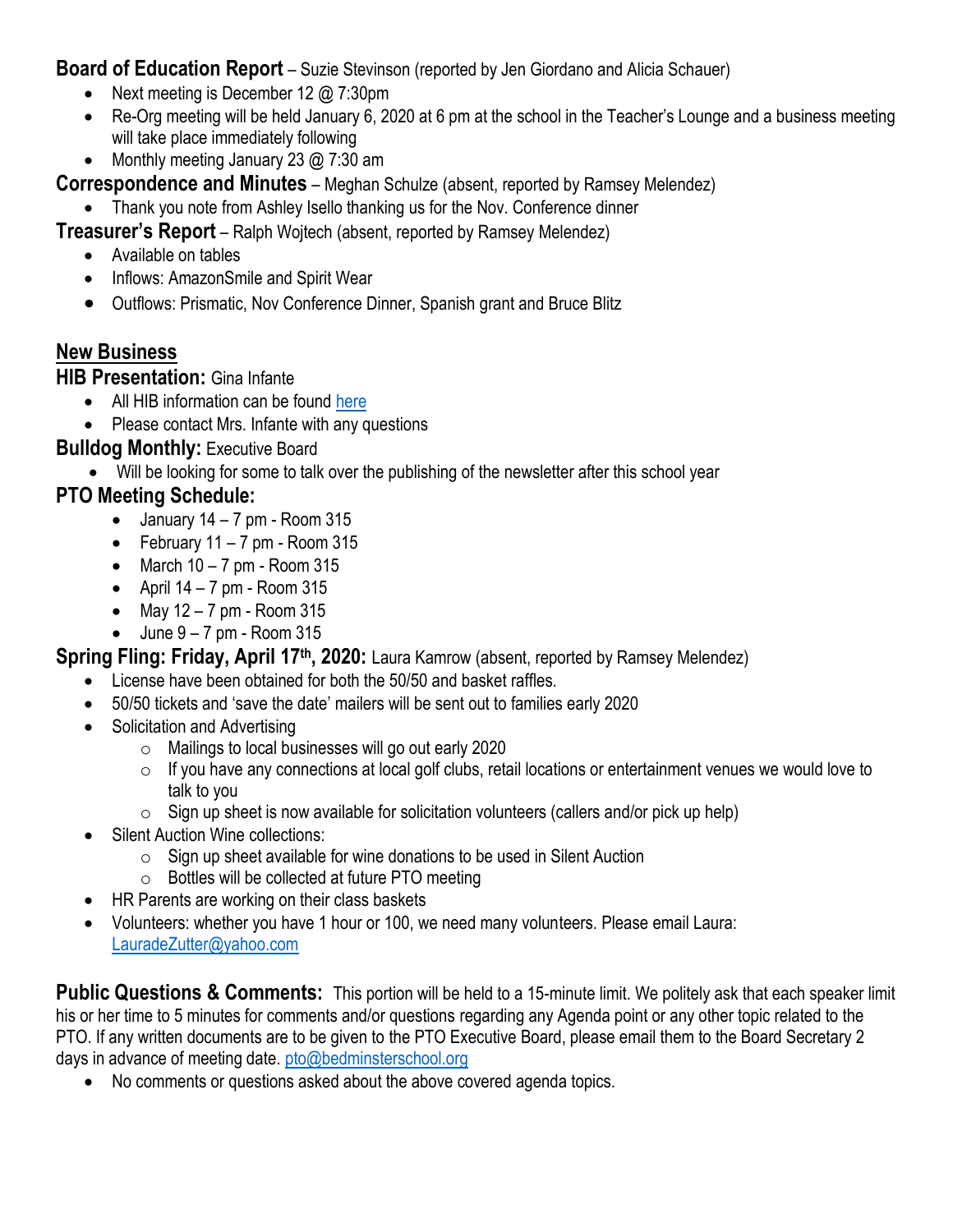**Board of Education Report** – Suzie Stevinson (reported by Jen Giordano and Alicia Schauer)

- Next meeting is December 12 @ 7:30pm
- Re-Org meeting will be held January 6, 2020 at 6 pm at the school in the Teacher's Lounge and a business meeting will take place immediately following
- Monthly meeting January 23 @ 7:30 am

**Correspondence and Minutes** – Meghan Schulze (absent, reported by Ramsey Melendez)

- Thank you note from Ashley Isello thanking us for the Nov. Conference dinner

**Treasurer's Report** – Ralph Wojtech (absent, reported by Ramsey Melendez)

- Available on tables
- Inflows: AmazonSmile and Spirit Wear
- Outflows: Prismatic, Nov Conference Dinner, Spanish grant and Bruce Blitz

## New Business

**HIB Presentation:** Gina Infante

- All HIB information can be found here
- Please contact Mrs. Infante with any questions

**Bulldog Monthly:** Executive Board

- Will be looking for some to talk over the publishing of the newsletter after this school year

**PTO Meeting Schedule:**

- January 14 – 7 pm - Room 315
- February 11 – 7 pm - Room 315
- March 10 – 7 pm - Room 315
- April 14 – 7 pm - Room 315
- May 12 – 7 pm - Room 315
- June 9 – 7 pm - Room 315

**Spring Fling: Friday, April 17th, 2020:** Laura Kamrow (absent, reported by Ramsey Melendez)

- License have been obtained for both the 50/50 and basket raffles.
- 50/50 tickets and 'save the date' mailers will be sent out to families early 2020
- Solicitation and Advertising
  - Mailings to local businesses will go out early 2020
  - If you have any connections at local golf clubs, retail locations or entertainment venues we would love to talk to you
  - Sign up sheet is now available for solicitation volunteers (callers and/or pick up help)
- Silent Auction Wine collections:
  - Sign up sheet available for wine donations to be used in Silent Auction
  - Bottles will be collected at future PTO meeting
- HR Parents are working on their class baskets
- Volunteers: whether you have 1 hour or 100, we need many volunteers. Please email Laura: LauradeZutter@yahoo.com

**Public Questions & Comments:** This portion will be held to a 15-minute limit. We politely ask that each speaker limit his or her time to 5 minutes for comments and/or questions regarding any Agenda point or any other topic related to the PTO. If any written documents are to be given to the PTO Executive Board, please email them to the Board Secretary 2 days in advance of meeting date. pto@bedminsterschool.org

- No comments or questions asked about the above covered agenda topics.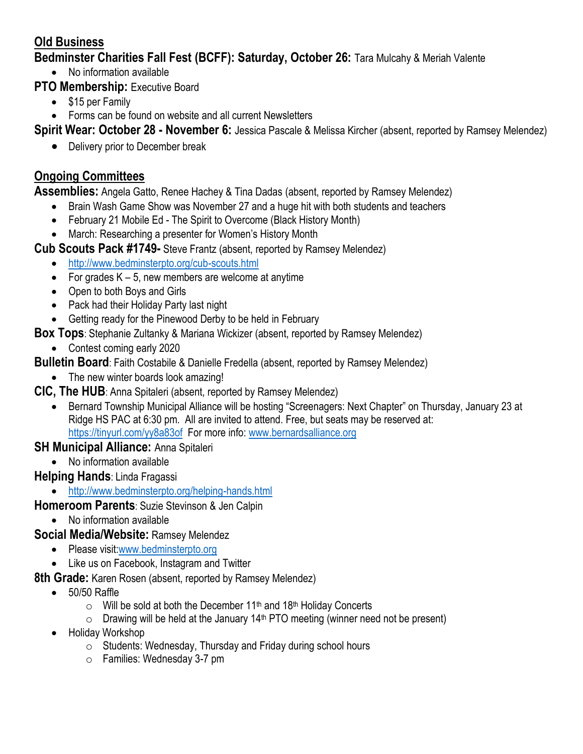## Old Business

**Bedminster Charities Fall Fest (BCFF): Saturday, October 26:** Tara Mulcahy & Meriah Valente

- No information available

**PTO Membership:** Executive Board

- $15 per Family
- Forms can be found on website and all current Newsletters

**Spirit Wear: October 28 - November 6:** Jessica Pascale & Melissa Kircher (absent, reported by Ramsey Melendez)

- Delivery prior to December break

## Ongoing Committees

**Assemblies:** Angela Gatto, Renee Hachey & Tina Dadas (absent, reported by Ramsey Melendez)

- Brain Wash Game Show was November 27 and a huge hit with both students and teachers
- February 21 Mobile Ed - The Spirit to Overcome (Black History Month)
- March: Researching a presenter for Women's History Month

**Cub Scouts Pack #1749-** Steve Frantz (absent, reported by Ramsey Melendez)

- http://www.bedminsterpto.org/cub-scouts.html
- For grades K – 5, new members are welcome at anytime
- Open to both Boys and Girls
- Pack had their Holiday Party last night
- Getting ready for the Pinewood Derby to be held in February

**Box Tops**: Stephanie Zultanky & Mariana Wickizer (absent, reported by Ramsey Melendez)

- Contest coming early 2020

**Bulletin Board**: Faith Costabile & Danielle Fredella (absent, reported by Ramsey Melendez)

- The new winter boards look amazing!

**CIC, The HUB**: Anna Spitaleri (absent, reported by Ramsey Melendez)

- Bernard Township Municipal Alliance will be hosting "Screenagers: Next Chapter" on Thursday, January 23 at Ridge HS PAC at 6:30 pm. All are invited to attend. Free, but seats may be reserved at: https://tinyurl.com/yy8a83of For more info: www.bernardsalliance.org

**SH Municipal Alliance:** Anna Spitaleri

- No information available

**Helping Hands**: Linda Fragassi

- http://www.bedminsterpto.org/helping-hands.html

**Homeroom Parents**: Suzie Stevinson & Jen Calpin

- No information available

**Social Media/Website:** Ramsey Melendez

- Please visit:www.bedminsterpto.org
- Like us on Facebook, Instagram and Twitter

**8th Grade:** Karen Rosen (absent, reported by Ramsey Melendez)

- 50/50 Raffle
  - Will be sold at both the December 11th and 18th Holiday Concerts
  - Drawing will be held at the January 14th PTO meeting (winner need not be present)
- Holiday Workshop
  - Students: Wednesday, Thursday and Friday during school hours
  - Families: Wednesday 3-7 pm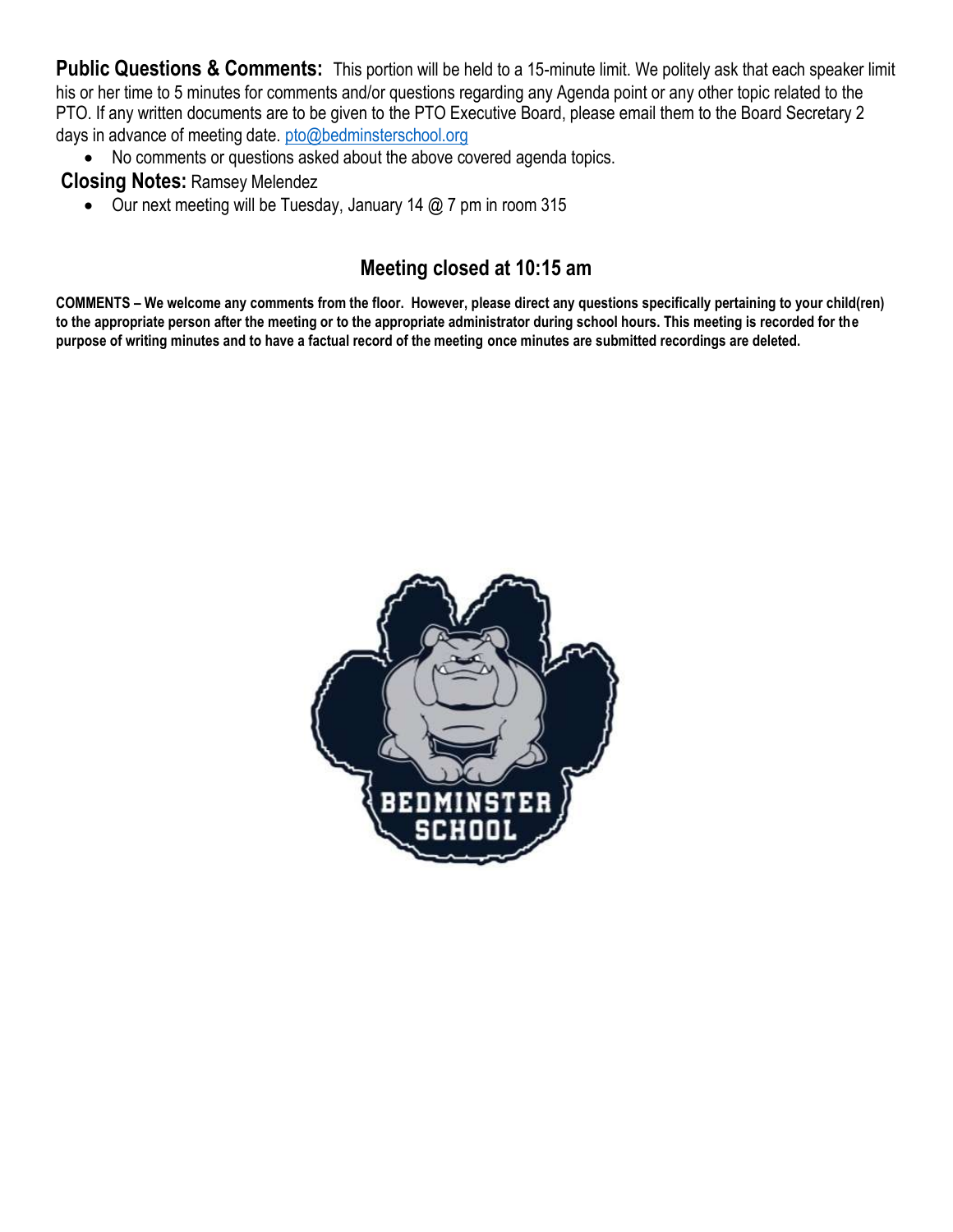**Public Questions & Comments:** This portion will be held to a 15-minute limit. We politely ask that each speaker limit his or her time to 5 minutes for comments and/or questions regarding any Agenda point or any other topic related to the PTO. If any written documents are to be given to the PTO Executive Board, please email them to the Board Secretary 2 days in advance of meeting date. pto@bedminsterschool.org

- No comments or questions asked about the above covered agenda topics.

**Closing Notes:** Ramsey Melendez

- Our next meeting will be Tuesday, January 14 @ 7 pm in room 315

## Meeting closed at 10:15 am

**COMMENTS – We welcome any comments from the floor. However, please direct any questions specifically pertaining to your child(ren) to the appropriate person after the meeting or to the appropriate administrator during school hours. This meeting is recorded for the purpose of writing minutes and to have a factual record of the meeting once minutes are submitted recordings are deleted.**

BEDMINSTER SCHOOL